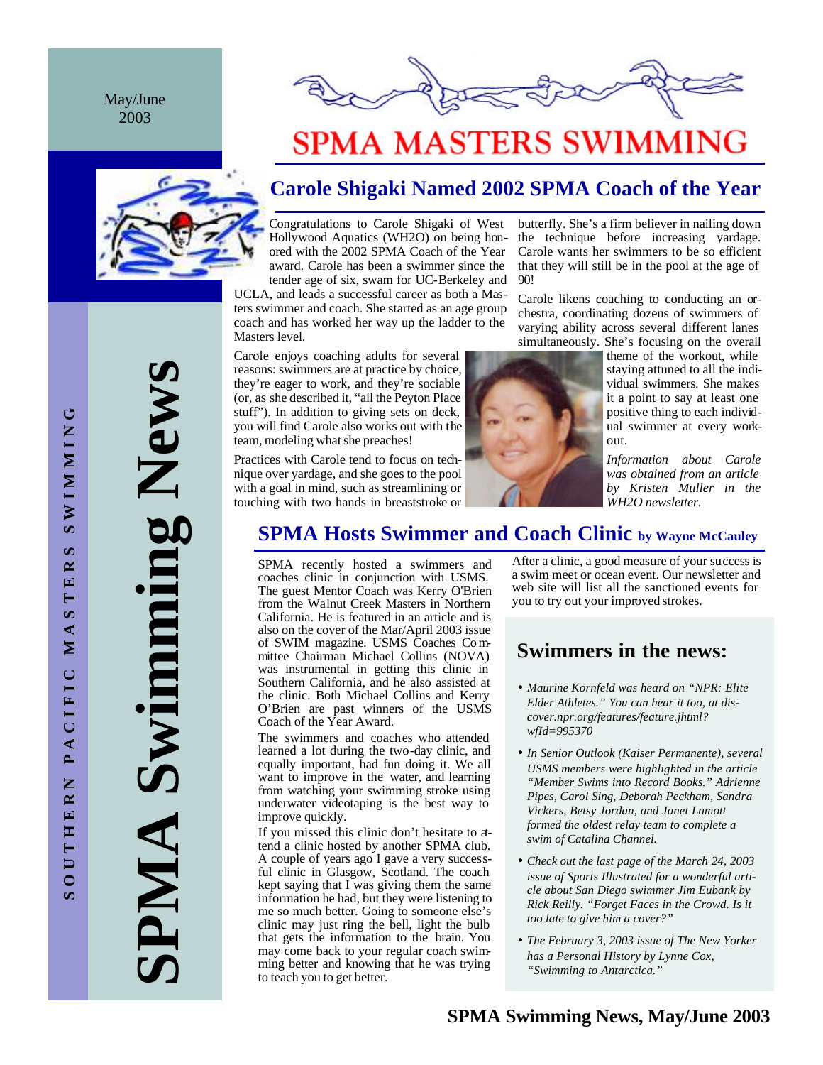May/June 2003

# SPMA MASTERS SWIMMING

SOUTHERN PACIFIC MASTERS SWIMMING

**SPMA Swimming News**

## Carole Shigaki Named 2002 SPMA Coach of the Year

Congratulations to Carole Shigaki of West Hollywood Aquatics (WH2O) on being honored with the 2002 SPMA Coach of the Year award. Carole has been a swimmer since the tender age of six, swam for UC-Berkeley and UCLA, and leads a successful career as both a Masters swimmer and coach. She started as an age group coach and has worked her way up the ladder to the Masters level.

Carole enjoys coaching adults for several reasons: swimmers are at practice by choice, they're eager to work, and they're sociable (or, as she described it, "all the Peyton Place stuff"). In addition to giving sets on deck, you will find Carole also works out with the team, modeling what she preaches!

Practices with Carole tend to focus on technique over yardage, and she goes to the pool with a goal in mind, such as streamlining or touching with two hands in breaststroke or butterfly. She's a firm believer in nailing down the technique before increasing yardage. Carole wants her swimmers to be so efficient that they will still be in the pool at the age of 90!

Carole likens coaching to conducting an orchestra, coordinating dozens of swimmers of varying ability across several different lanes simultaneously. She's focusing on the overall theme of the workout, while staying attuned to all the individual swimmers. She makes it a point to say at least one positive thing to each individual swimmer at every workout.

*Information about Carole was obtained from an article by Kristen Muller in the WH2O newsletter.*

## SPMA Hosts Swimmer and Coach Clinic by Wayne McCauley

SPMA recently hosted a swimmers and coaches clinic in conjunction with USMS. The guest Mentor Coach was Kerry O'Brien from the Walnut Creek Masters in Northern California. He is featured in an article and is also on the cover of the Mar/April 2003 issue of SWIM magazine. USMS Coaches Committee Chairman Michael Collins (NOVA) was instrumental in getting this clinic in Southern California, and he also assisted at the clinic. Both Michael Collins and Kerry O'Brien are past winners of the USMS Coach of the Year Award.

The swimmers and coaches who attended learned a lot during the two-day clinic, and equally important, had fun doing it. We all want to improve in the water, and learning from watching your swimming stroke using underwater videotaping is the best way to improve quickly.

If you missed this clinic don't hesitate to attend a clinic hosted by another SPMA club. A couple of years ago I gave a very successful clinic in Glasgow, Scotland. The coach kept saying that I was giving them the same information he had, but they were listening to me so much better. Going to someone else's clinic may just ring the bell, light the bulb that gets the information to the brain. You may come back to your regular coach swimming better and knowing that he was trying to teach you to get better.

After a clinic, a good measure of your success is a swim meet or ocean event. Our newsletter and web site will list all the sanctioned events for you to try out your improved strokes.

## Swimmers in the news:

- *Maurine Kornfeld was heard on "NPR: Elite Elder Athletes." You can hear it too, at discover.npr.org/features/feature.jhtml?wfId=995370*
- *In Senior Outlook (Kaiser Permanente), several USMS members were highlighted in the article "Member Swims into Record Books." Adrienne Pipes, Carol Sing, Deborah Peckham, Sandra Vickers, Betsy Jordan, and Janet Lamott formed the oldest relay team to complete a swim of Catalina Channel.*
- *Check out the last page of the March 24, 2003 issue of Sports Illustrated for a wonderful article about San Diego swimmer Jim Eubank by Rick Reilly. "Forget Faces in the Crowd. Is it too late to give him a cover?"*
- *The February 3, 2003 issue of The New Yorker has a Personal History by Lynne Cox, "Swimming to Antarctica."*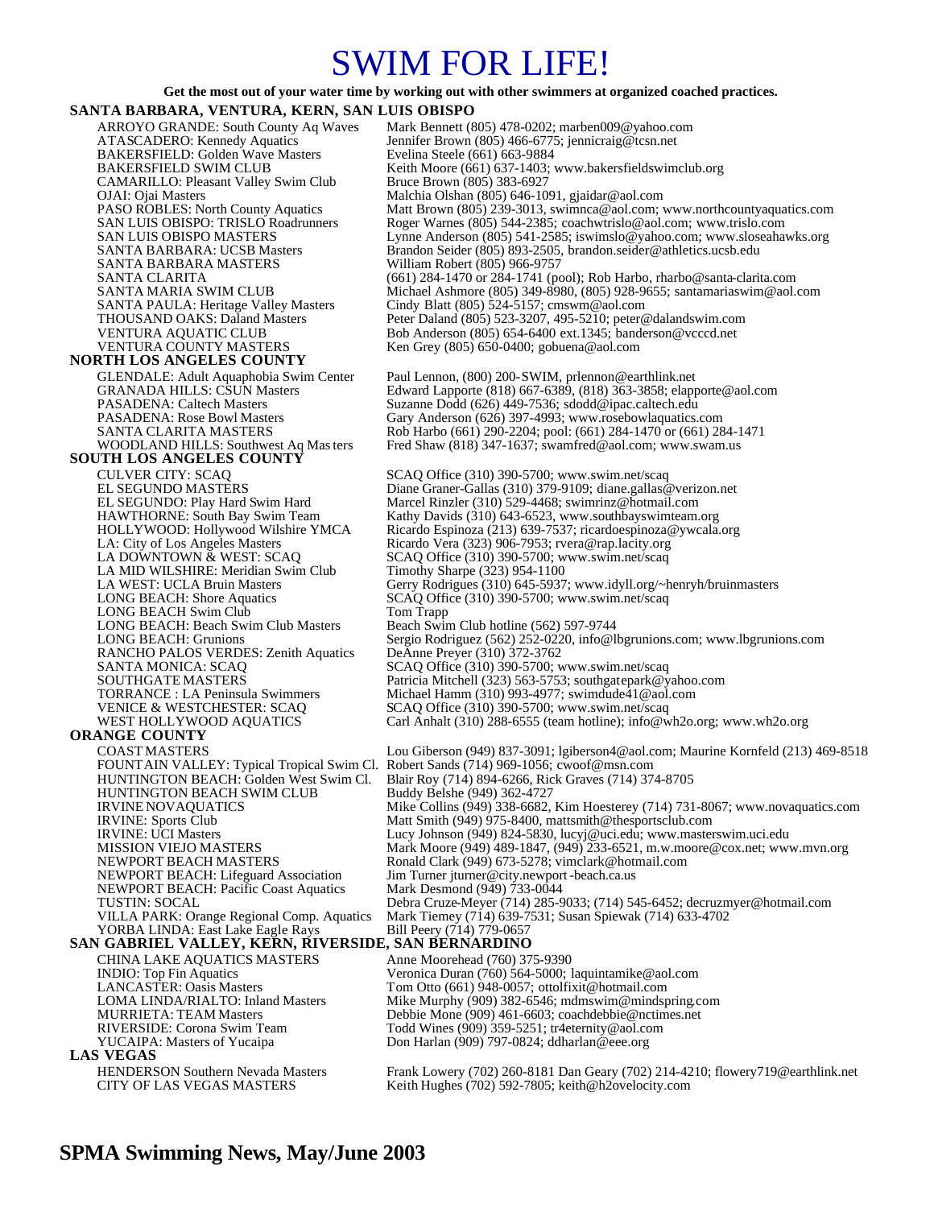# SWIM FOR LIFE!

**Get the most out of your water time by working out with other swimmers at organized coached practices.**

## SANTA BARBARA, VENTURA, KERN, SAN LUIS OBISPO

| Location / Team | Contact |
|---|---|
| ARROYO GRANDE: South County Aq Waves | Mark Bennett (805) 478-0202; marben009@yahoo.com |
| ATASCADERO: Kennedy Aquatics | Jennifer Brown (805) 466-6775; jennicraig@tcsn.net |
| BAKERSFIELD: Golden Wave Masters | Evelina Steele (661) 663-9884 |
| BAKERSFIELD SWIM CLUB | Keith Moore (661) 637-1403; www.bakersfieldswimclub.org |
| CAMARILLO: Pleasant Valley Swim Club | Bruce Brown (805) 383-6927 |
| OJAI: Ojai Masters | Malchia Olshan (805) 646-1091, gjaidar@aol.com |
| PASO ROBLES: North County Aquatics | Matt Brown (805) 239-3013, swimnca@aol.com; www.northcountyaquatics.com |
| SAN LUIS OBISPO: TRISLO Roadrunners | Roger Warnes (805) 544-2385; coachwtrislo@aol.com; www.trislo.com |
| SAN LUIS OBISPO MASTERS | Lynne Anderson (805) 541-2585; iswimslo@yahoo.com; www.sloseahawks.org |
| SANTA BARBARA: UCSB Masters | Brandon Seider (805) 893-2505, brandon.seider@athletics.ucsb.edu |
| SANTA BARBARA MASTERS | William Robert (805) 966-9757 |
| SANTA CLARITA | (661) 284-1470 or 284-1741 (pool); Rob Harbo, rharbo@santa-clarita.com |
| SANTA MARIA SWIM CLUB | Michael Ashmore (805) 349-8980, (805) 928-9655; santamariaswim@aol.com |
| SANTA PAULA: Heritage Valley Masters | Cindy Blatt (805) 524-5157; cmswm@aol.com |
| THOUSAND OAKS: Daland Masters | Peter Daland (805) 523-3207, 495-5210; peter@dalandswim.com |
| VENTURA AQUATIC CLUB | Bob Anderson (805) 654-6400 ext.1345; banderson@vcccd.net |
| VENTURA COUNTY MASTERS | Ken Grey (805) 650-0400; gobuena@aol.com |

## NORTH LOS ANGELES COUNTY

| Location / Team | Contact |
|---|---|
| GLENDALE: Adult Aquaphobia Swim Center | Paul Lennon, (800) 200-SWIM, prlennon@earthlink.net |
| GRANADA HILLS: CSUN Masters | Edward Lapporte (818) 667-6389, (818) 363-3858; elapporte@aol.com |
| PASADENA: Caltech Masters | Suzanne Dodd (626) 449-7536; sdodd@ipac.caltech.edu |
| PASADENA: Rose Bowl Masters | Gary Anderson (626) 397-4993; www.rosebowlaquatics.com |
| SANTA CLARITA MASTERS | Rob Harbo (661) 290-2204; pool: (661) 284-1470 or (661) 284-1471 |
| WOODLAND HILLS: Southwest Aq Masters | Fred Shaw (818) 347-1637; swamfred@aol.com; www.swam.us |

## SOUTH LOS ANGELES COUNTY

| Location / Team | Contact |
|---|---|
| CULVER CITY: SCAQ | SCAQ Office (310) 390-5700; www.swim.net/scaq |
| EL SEGUNDO MASTERS | Diane Graner-Gallas (310) 379-9109; diane.gallas@verizon.net |
| EL SEGUNDO: Play Hard Swim Hard | Marcel Rinzler (310) 529-4468; swimrinz@hotmail.com |
| HAWTHORNE: South Bay Swim Team | Kathy Davids (310) 643-6523, www.southbayswimteam.org |
| HOLLYWOOD: Hollywood Wilshire YMCA | Ricardo Espinoza (213) 639-7537; ricardoespinoza@ywcala.org |
| LA: City of Los Angeles Masters | Ricardo Vera (323) 906-7953; rvera@rap.lacity.org |
| LA DOWNTOWN & WEST: SCAQ | SCAQ Office (310) 390-5700; www.swim.net/scaq |
| LA MID WILSHIRE: Meridian Swim Club | Timothy Sharpe (323) 954-1100 |
| LA WEST: UCLA Bruin Masters | Gerry Rodrigues (310) 645-5937; www.idyll.org/~henryh/bruinmasters |
| LONG BEACH: Shore Aquatics | SCAQ Office (310) 390-5700; www.swim.net/scaq |
| LONG BEACH Swim Club | Tom Trapp |
| LONG BEACH: Beach Swim Club Masters | Beach Swim Club hotline (562) 597-9744 |
| LONG BEACH: Grunions | Sergio Rodriguez (562) 252-0220, info@lbgrunions.com; www.lbgrunions.com |
| RANCHO PALOS VERDES: Zenith Aquatics | DeAnne Preyer (310) 372-3762 |
| SANTA MONICA: SCAQ | SCAQ Office (310) 390-5700; www.swim.net/scaq |
| SOUTHGATE MASTERS | Patricia Mitchell (323) 563-5753; southgatepark@yahoo.com |
| TORRANCE : LA Peninsula Swimmers | Michael Hamm (310) 993-4977; swimdude41@aol.com |
| VENICE & WESTCHESTER: SCAQ | SCAQ Office (310) 390-5700; www.swim.net/scaq |
| WEST HOLLYWOOD AQUATICS | Carl Anhalt (310) 288-6555 (team hotline); info@wh2o.org; www.wh2o.org |

## ORANGE COUNTY

| Location / Team | Contact |
|---|---|
| COAST MASTERS | Lou Giberson (949) 837-3091; lgiberson4@aol.com; Maurine Kornfeld (213) 469-8518 |
| FOUNTAIN VALLEY: Typical Tropical Swim Cl. | Robert Sands (714) 969-1056; cwoof@msn.com |
| HUNTINGTON BEACH: Golden West Swim Cl. | Blair Roy (714) 894-6266, Rick Graves (714) 374-8705 |
| HUNTINGTON BEACH SWIM CLUB | Buddy Belshe (949) 362-4727 |
| IRVINE NOVAQUATICS | Mike Collins (949) 338-6682, Kim Hoesterey (714) 731-8067; www.novaquatics.com |
| IRVINE: Sports Club | Matt Smith (949) 975-8400, mattsmith@thesportsclub.com |
| IRVINE: UCI Masters | Lucy Johnson (949) 824-5830, lucyj@uci.edu; www.masterswim.uci.edu |
| MISSION VIEJO MASTERS | Mark Moore (949) 489-1847, (949) 233-6521, m.w.moore@cox.net; www.mvn.org |
| NEWPORT BEACH MASTERS | Ronald Clark (949) 673-5278; vimclark@hotmail.com |
| NEWPORT BEACH: Lifeguard Association | Jim Turner jturner@city.newport-beach.ca.us |
| NEWPORT BEACH: Pacific Coast Aquatics | Mark Desmond (949) 733-0044 |
| TUSTIN: SOCAL | Debra Cruze-Meyer (714) 285-9033; (714) 545-6452; decruzmeyer@hotmail.com |
| VILLA PARK: Orange Regional Comp. Aquatics | Mark Tiemey (714) 639-7531; Susan Spiewak (714) 633-4702 |
| YORBA LINDA: East Lake Eagle Rays | Bill Peery (714) 779-0657 |

## SAN GABRIEL VALLEY, KERN, RIVERSIDE, SAN BERNARDINO

| Location / Team | Contact |
|---|---|
| CHINA LAKE AQUATICS MASTERS | Anne Moorehead (760) 375-9390 |
| INDIO: Top Fin Aquatics | Veronica Duran (760) 564-5000; laquintamike@aol.com |
| LANCASTER: Oasis Masters | Tom Otto (661) 948-0057; ottolfixit@hotmail.com |
| LOMA LINDA/RIALTO: Inland Masters | Mike Murphy (909) 382-6546; mdmswim@mindspring.com |
| MURRIETA: TEAM Masters | Debbie Mone (909) 461-6603; coachdebbie@nctimes.net |
| RIVERSIDE: Corona Swim Team | Todd Wines (909) 359-5251; tr4eternity@aol.com |
| YUCAIPA: Masters of Yucaipa | Don Harlan (909) 797-0824; ddharlan@eee.org |

## LAS VEGAS

| Location / Team | Contact |
|---|---|
| HENDERSON Southern Nevada Masters | Frank Lowery (702) 260-8181 Dan Geary (702) 214-4210; flowery719@earthlink.net |
| CITY OF LAS VEGAS MASTERS | Keith Hughes (702) 592-7805; keith@h2ovelocity.com |

**SPMA Swimming News, May/June 2003**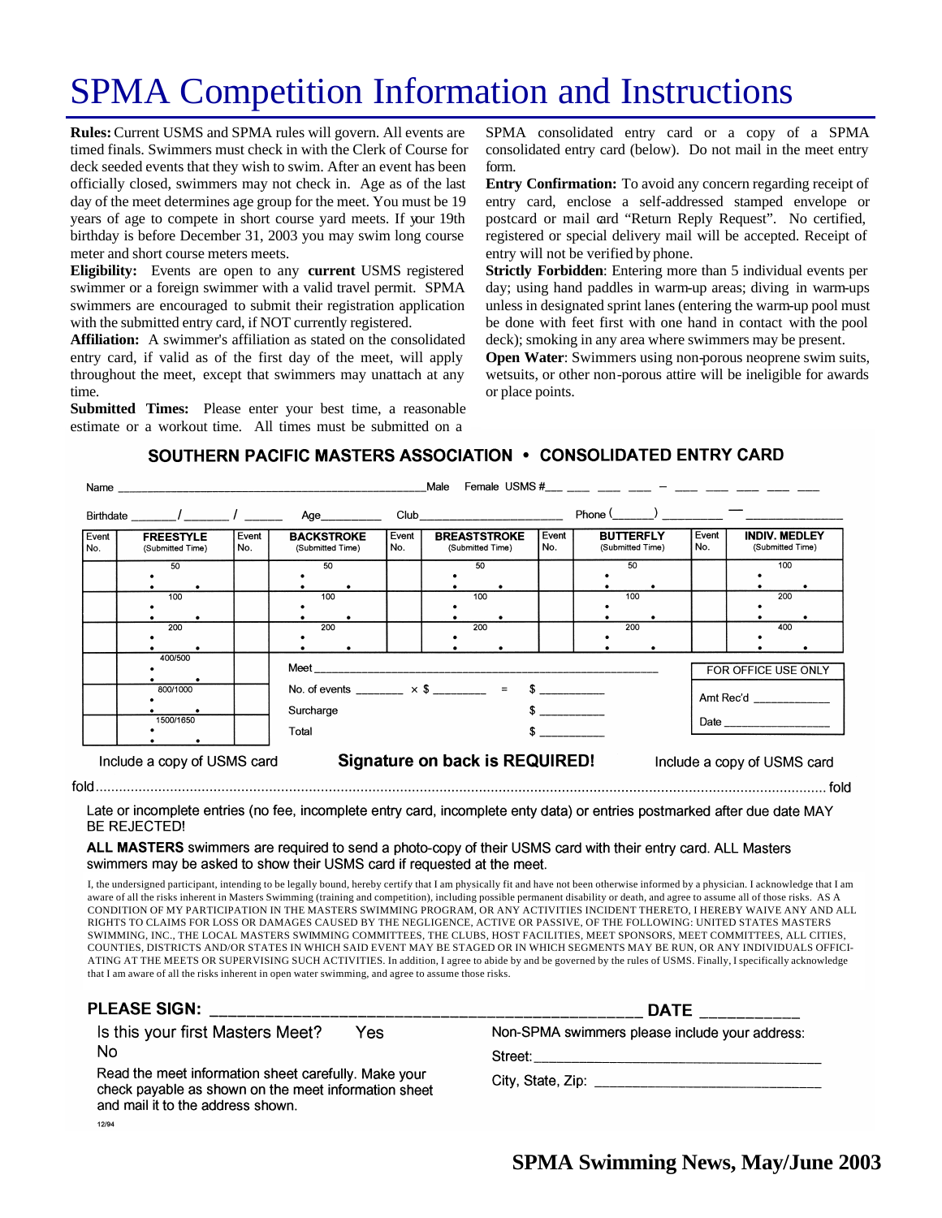# SPMA Competition Information and Instructions

**Rules:** Current USMS and SPMA rules will govern. All events are timed finals. Swimmers must check in with the Clerk of Course for deck seeded events that they wish to swim. After an event has been officially closed, swimmers may not check in. Age as of the last day of the meet determines age group for the meet. You must be 19 years of age to compete in short course yard meets. If your 19th birthday is before December 31, 2003 you may swim long course meter and short course meters meets.

**Eligibility:** Events are open to any **current** USMS registered swimmer or a foreign swimmer with a valid travel permit. SPMA swimmers are encouraged to submit their registration application with the submitted entry card, if NOT currently registered.

**Affiliation:** A swimmer's affiliation as stated on the consolidated entry card, if valid as of the first day of the meet, will apply throughout the meet, except that swimmers may unattach at any time.

**Submitted Times:** Please enter your best time, a reasonable estimate or a workout time. All times must be submitted on a SPMA consolidated entry card or a copy of a SPMA consolidated entry card (below). Do not mail in the meet entry form.

**Entry Confirmation:** To avoid any concern regarding receipt of entry card, enclose a self-addressed stamped envelope or postcard or mail card "Return Reply Request". No certified, registered or special delivery mail will be accepted. Receipt of entry will not be verified by phone.

**Strictly Forbidden**: Entering more than 5 individual events per day; using hand paddles in warm-up areas; diving in warm-ups unless in designated sprint lanes (entering the warm-up pool must be done with feet first with one hand in contact with the pool deck); smoking in any area where swimmers may be present.

**Open Water**: Swimmers using non-porous neoprene swim suits, wetsuits, or other non-porous attire will be ineligible for awards or place points.

## SOUTHERN PACIFIC MASTERS ASSOCIATION • CONSOLIDATED ENTRY CARD

Name ______________________________ Male Female USMS #___ ___ ___ ___ ___ – ___ ___ ___ ___ ___ ___

Birthdate _____/_____/_____ Age________ Club____________________ Phone (_____) ________ — ____________

| Event No. | FREESTYLE (Submitted Time) | Event No. | BACKSTROKE (Submitted Time) | Event No. | BREASTSTROKE (Submitted Time) | Event No. | BUTTERFLY (Submitted Time) | Event No. | INDIV. MEDLEY (Submitted Time) |
|---|---|---|---|---|---|---|---|---|---|
| | 50 | | 50 | | 50 | | 50 | | 100 |
| | 100 | | 100 | | 100 | | 100 | | 200 |
| | 200 | | 200 | | 200 | | 200 | | 400 |
| | 400/500 | | | | | | | | |
| | 800/1000 | | | | | | | | |
| | 1500/1650 | | | | | | | | |

Meet ______________________________________

No. of events _______ × $ _______ = $ _________

Surcharge $ _________

Total $ _________

FOR OFFICE USE ONLY

Amt Rec'd ___________

Date _______________

Include a copy of USMS card **Signature on back is REQUIRED!** Include a copy of USMS card

fold ........................................................................................................ fold

Late or incomplete entries (no fee, incomplete entry card, incomplete enty data) or entries postmarked after due date MAY BE REJECTED!

**ALL MASTERS** swimmers are required to send a photo-copy of their USMS card with their entry card. ALL Masters swimmers may be asked to show their USMS card if requested at the meet.

I, the undersigned participant, intending to be legally bound, hereby certify that I am physically fit and have not been otherwise informed by a physician. I acknowledge that I am aware of all the risks inherent in Masters Swimming (training and competition), including possible permanent disability or death, and agree to assume all of those risks. AS A CONDITION OF MY PARTICIPATION IN THE MASTERS SWIMMING PROGRAM, OR ANY ACTIVITIES INCIDENT THERETO, I HEREBY WAIVE ANY AND ALL RIGHTS TO CLAIMS FOR LOSS OR DAMAGES CAUSED BY THE NEGLIGENCE, ACTIVE OR PASSIVE, OF THE FOLLOWING: UNITED STATES MASTERS SWIMMING, INC., THE LOCAL MASTERS SWIMMING COMMITTEES, THE CLUBS, HOST FACILITIES, MEET SPONSORS, MEET COMMITTEES, ALL CITIES, COUNTIES, DISTRICTS AND/OR STATES IN WHICH SAID EVENT MAY BE STAGED OR IN WHICH SEGMENTS MAY BE RUN, OR ANY INDIVIDUALS OFFICIATING AT THE MEETS OR SUPERVISING SUCH ACTIVITIES. In addition, I agree to abide by and be governed by the rules of USMS. Finally, I specifically acknowledge that I am aware of all the risks inherent in open water swimming, and agree to assume those risks.

**PLEASE SIGN:** ________________________________________ **DATE** __________

Is this your first Masters Meet? Yes No

Read the meet information sheet carefully. Make your check payable as shown on the meet information sheet and mail it to the address shown.

Non-SPMA swimmers please include your address:

Street: ________________________________

City, State, Zip: ________________________

12/94

**SPMA Swimming News, May/June 2003**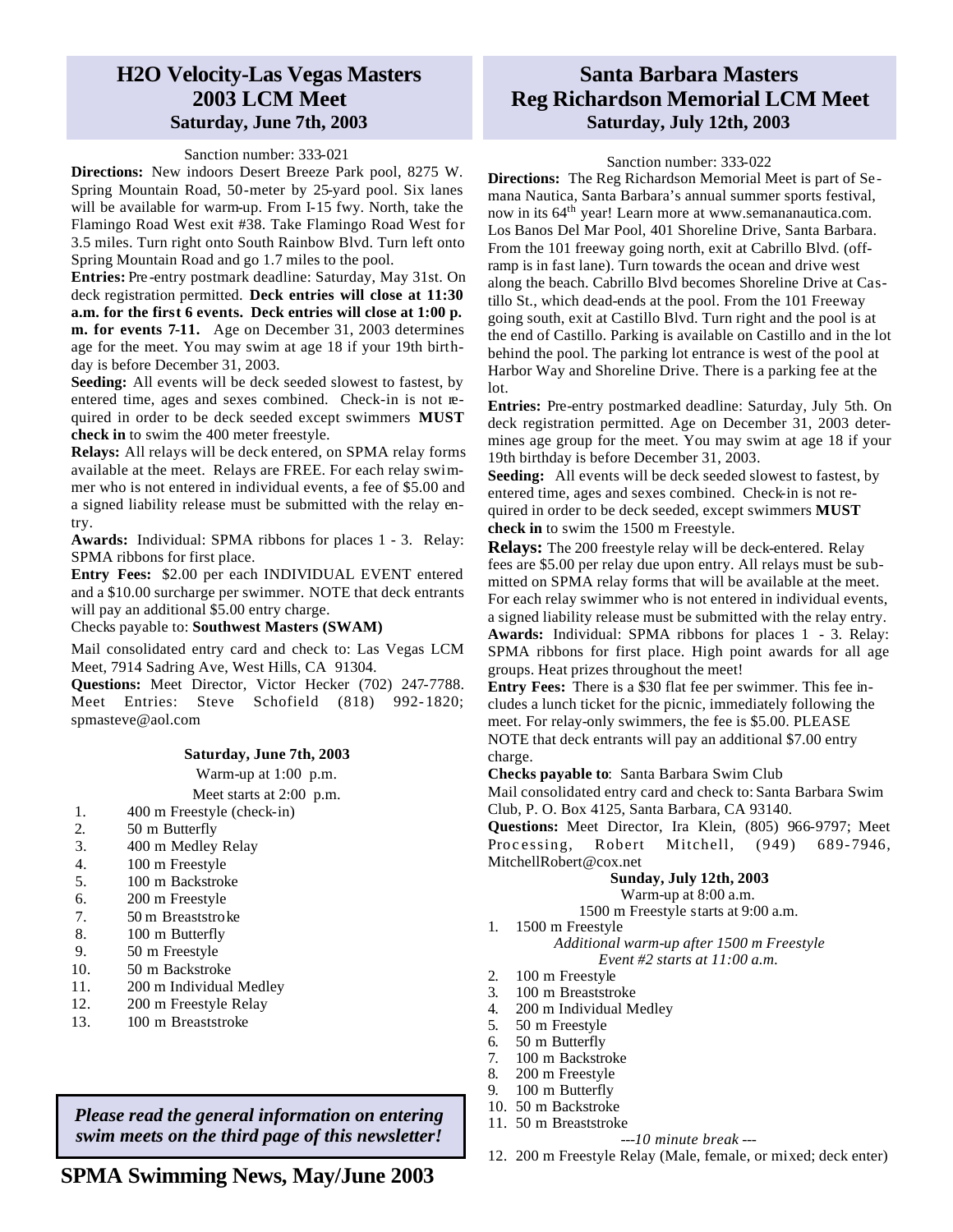## H2O Velocity-Las Vegas Masters 2003 LCM Meet
### Saturday, June 7th, 2003

Sanction number: 333-021

**Directions:** New indoors Desert Breeze Park pool, 8275 W. Spring Mountain Road, 50-meter by 25-yard pool. Six lanes will be available for warm-up. From I-15 fwy. North, take the Flamingo Road West exit #38. Take Flamingo Road West for 3.5 miles. Turn right onto South Rainbow Blvd. Turn left onto Spring Mountain Road and go 1.7 miles to the pool.

**Entries:** Pre-entry postmark deadline: Saturday, May 31st. On deck registration permitted. **Deck entries will close at 11:30 a.m. for the first 6 events. Deck entries will close at 1:00 p. m. for events 7-11.** Age on December 31, 2003 determines age for the meet. You may swim at age 18 if your 19th birthday is before December 31, 2003.

**Seeding:** All events will be deck seeded slowest to fastest, by entered time, ages and sexes combined. Check-in is not required in order to be deck seeded except swimmers **MUST check in** to swim the 400 meter freestyle.

**Relays:** All relays will be deck entered, on SPMA relay forms available at the meet. Relays are FREE. For each relay swimmer who is not entered in individual events, a fee of $5.00 and a signed liability release must be submitted with the relay entry.

**Awards:** Individual: SPMA ribbons for places 1 - 3. Relay: SPMA ribbons for first place.

**Entry Fees:** $2.00 per each INDIVIDUAL EVENT entered and a $10.00 surcharge per swimmer. NOTE that deck entrants will pay an additional $5.00 entry charge.

Checks payable to: **Southwest Masters (SWAM)**

Mail consolidated entry card and check to: Las Vegas LCM Meet, 7914 Sadring Ave, West Hills, CA 91304.

**Questions:** Meet Director, Victor Hecker (702) 247-7788. Meet Entries: Steve Schofield (818) 992-1820; spmasteve@aol.com

**Saturday, June 7th, 2003**

Warm-up at 1:00 p.m.

Meet starts at 2:00 p.m.

1. 400 m Freestyle (check-in)
2. 50 m Butterfly
3. 400 m Medley Relay
4. 100 m Freestyle
5. 100 m Backstroke
6. 200 m Freestyle
7. 50 m Breaststroke
8. 100 m Butterfly
9. 50 m Freestyle
10. 50 m Backstroke
11. 200 m Individual Medley
12. 200 m Freestyle Relay
13. 100 m Breaststroke

***Please read the general information on entering swim meets on the third page of this newsletter!***

## Santa Barbara Masters Reg Richardson Memorial LCM Meet
### Saturday, July 12th, 2003

Sanction number: 333-022

**Directions:** The Reg Richardson Memorial Meet is part of Semana Nautica, Santa Barbara's annual summer sports festival, now in its 64th year! Learn more at www.semananautica.com. Los Banos Del Mar Pool, 401 Shoreline Drive, Santa Barbara. From the 101 freeway going north, exit at Cabrillo Blvd. (off-ramp is in fast lane). Turn towards the ocean and drive west along the beach. Cabrillo Blvd becomes Shoreline Drive at Castillo St., which dead-ends at the pool. From the 101 Freeway going south, exit at Castillo Blvd. Turn right and the pool is at the end of Castillo. Parking is available on Castillo and in the lot behind the pool. The parking lot entrance is west of the pool at Harbor Way and Shoreline Drive. There is a parking fee at the lot.

**Entries:** Pre-entry postmarked deadline: Saturday, July 5th. On deck registration permitted. Age on December 31, 2003 determines age group for the meet. You may swim at age 18 if your 19th birthday is before December 31, 2003.

**Seeding:** All events will be deck seeded slowest to fastest, by entered time, ages and sexes combined. Check-in is not required in order to be deck seeded, except swimmers **MUST check in** to swim the 1500 m Freestyle.

**Relays:** The 200 freestyle relay will be deck-entered. Relay fees are $5.00 per relay due upon entry. All relays must be submitted on SPMA relay forms that will be available at the meet. For each relay swimmer who is not entered in individual events, a signed liability release must be submitted with the relay entry.

**Awards:** Individual: SPMA ribbons for places 1 - 3. Relay: SPMA ribbons for first place. High point awards for all age groups. Heat prizes throughout the meet!

**Entry Fees:** There is a $30 flat fee per swimmer. This fee includes a lunch ticket for the picnic, immediately following the meet. For relay-only swimmers, the fee is $5.00. PLEASE NOTE that deck entrants will pay an additional $7.00 entry charge.

**Checks payable to**: Santa Barbara Swim Club

Mail consolidated entry card and check to: Santa Barbara Swim Club, P. O. Box 4125, Santa Barbara, CA 93140.

**Questions:** Meet Director, Ira Klein, (805) 966-9797; Meet Processing, Robert Mitchell, (949) 689-7946, MitchellRobert@cox.net

**Sunday, July 12th, 2003**

Warm-up at 8:00 a.m.

1500 m Freestyle starts at 9:00 a.m.

1. 1500 m Freestyle

*Additional warm-up after 1500 m Freestyle*

*Event #2 starts at 11:00 a.m.*

2. 100 m Freestyle
3. 100 m Breaststroke
4. 200 m Individual Medley
5. 50 m Freestyle
6. 50 m Butterfly
7. 100 m Backstroke
8. 200 m Freestyle
9. 100 m Butterfly
10. 50 m Backstroke
11. 50 m Breaststroke

*---10 minute break ---*

12. 200 m Freestyle Relay (Male, female, or mixed; deck enter)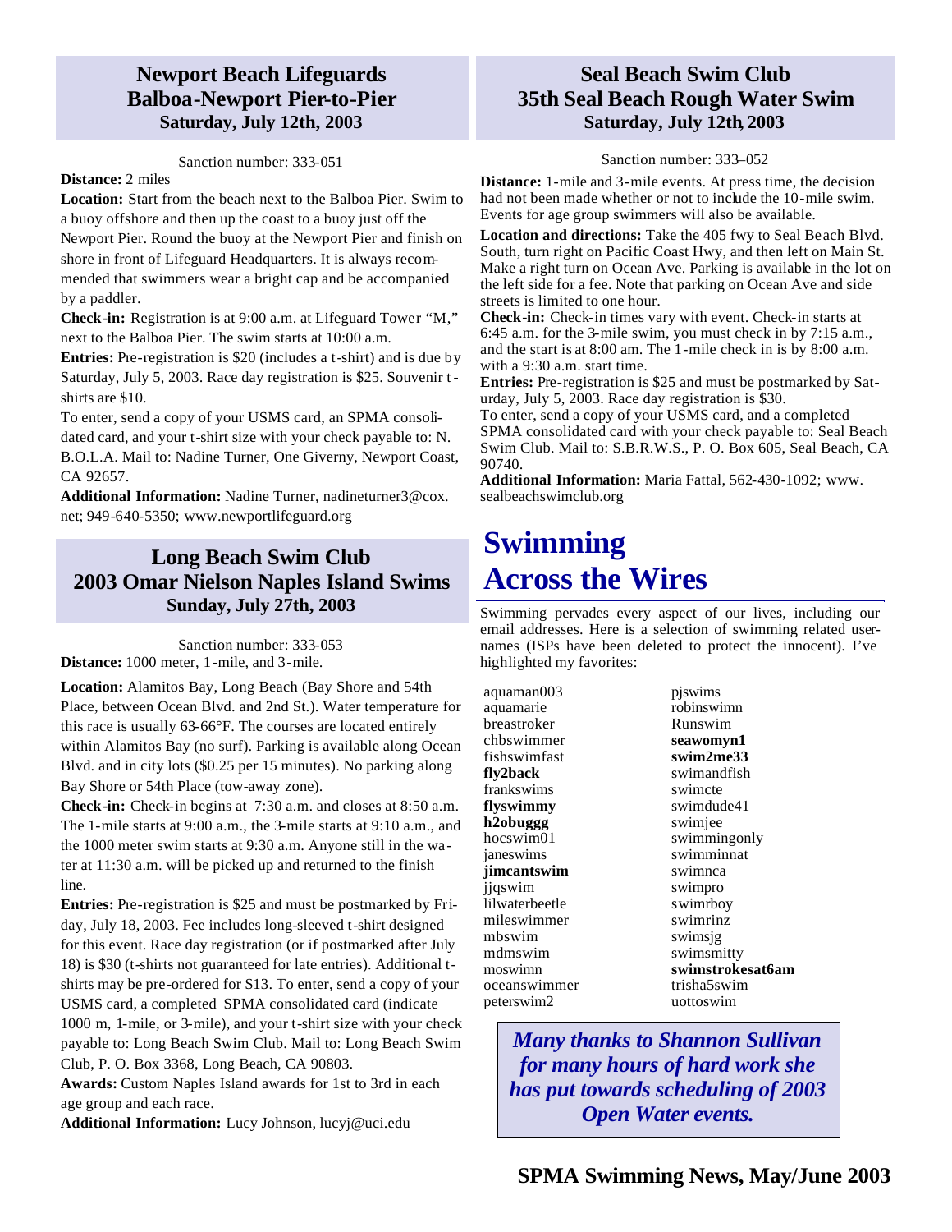## Newport Beach Lifeguards Balboa-Newport Pier-to-Pier

**Saturday, July 12th, 2003**

Sanction number: 333-051

**Distance:** 2 miles

**Location:** Start from the beach next to the Balboa Pier. Swim to a buoy offshore and then up the coast to a buoy just off the Newport Pier. Round the buoy at the Newport Pier and finish on shore in front of Lifeguard Headquarters. It is always recommended that swimmers wear a bright cap and be accompanied by a paddler.

**Check-in:** Registration is at 9:00 a.m. at Lifeguard Tower "M," next to the Balboa Pier. The swim starts at 10:00 a.m.

**Entries:** Pre-registration is $20 (includes a t-shirt) and is due by Saturday, July 5, 2003. Race day registration is $25. Souvenir t-shirts are $10.

To enter, send a copy of your USMS card, an SPMA consolidated card, and your t-shirt size with your check payable to: N. B.O.L.A. Mail to: Nadine Turner, One Giverny, Newport Coast, CA 92657.

**Additional Information:** Nadine Turner, nadineturner3@cox.net; 949-640-5350; www.newportlifeguard.org

## Long Beach Swim Club 2003 Omar Nielson Naples Island Swims

**Sunday, July 27th, 2003**

Sanction number: 333-053

**Distance:** 1000 meter, 1-mile, and 3-mile.

**Location:** Alamitos Bay, Long Beach (Bay Shore and 54th Place, between Ocean Blvd. and 2nd St.). Water temperature for this race is usually 63-66°F. The courses are located entirely within Alamitos Bay (no surf). Parking is available along Ocean Blvd. and in city lots ($0.25 per 15 minutes). No parking along Bay Shore or 54th Place (tow-away zone).

**Check-in:** Check-in begins at 7:30 a.m. and closes at 8:50 a.m. The 1-mile starts at 9:00 a.m., the 3-mile starts at 9:10 a.m., and the 1000 meter swim starts at 9:30 a.m. Anyone still in the water at 11:30 a.m. will be picked up and returned to the finish line.

**Entries:** Pre-registration is $25 and must be postmarked by Friday, July 18, 2003. Fee includes long-sleeved t-shirt designed for this event. Race day registration (or if postmarked after July 18) is $30 (t-shirts not guaranteed for late entries). Additional t-shirts may be pre-ordered for $13. To enter, send a copy of your USMS card, a completed SPMA consolidated card (indicate 1000 m, 1-mile, or 3-mile), and your t-shirt size with your check payable to: Long Beach Swim Club. Mail to: Long Beach Swim Club, P. O. Box 3368, Long Beach, CA 90803.

**Awards:** Custom Naples Island awards for 1st to 3rd in each age group and each race.

**Additional Information:** Lucy Johnson, lucyj@uci.edu

## Seal Beach Swim Club 35th Seal Beach Rough Water Swim

**Saturday, July 12th, 2003**

Sanction number: 333–052

**Distance:** 1-mile and 3-mile events. At press time, the decision had not been made whether or not to include the 10-mile swim. Events for age group swimmers will also be available.

**Location and directions:** Take the 405 fwy to Seal Beach Blvd. South, turn right on Pacific Coast Hwy, and then left on Main St. Make a right turn on Ocean Ave. Parking is available in the lot on the left side for a fee. Note that parking on Ocean Ave and side streets is limited to one hour.

**Check-in:** Check-in times vary with event. Check-in starts at 6:45 a.m. for the 3-mile swim, you must check in by 7:15 a.m., and the start is at 8:00 am. The 1-mile check in is by 8:00 a.m. with a 9:30 a.m. start time.

**Entries:** Pre-registration is $25 and must be postmarked by Saturday, July 5, 2003. Race day registration is $30.

To enter, send a copy of your USMS card, and a completed SPMA consolidated card with your check payable to: Seal Beach Swim Club. Mail to: S.B.R.W.S., P. O. Box 605, Seal Beach, CA 90740.

**Additional Information:** Maria Fattal, 562-430-1092; www.sealbeachswimclub.org

# Swimming Across the Wires

Swimming pervades every aspect of our lives, including our email addresses. Here is a selection of swimming related usernames (ISPs have been deleted to protect the innocent). I've highlighted my favorites:

aquaman003
aquamarie
breastroker
chbswimmer
fishswimfast
**fly2back**
frankswims
**flyswimmy**
**h2obuggg**
hocswim01
janeswims
**jimcantswim**
jjqswim
lilwaterbeetle
mileswimmer
mbswim
mdmswim
moswimn
oceanswimmer
peterswim2
pjswims
robinswimn
Runswim
**seawomyn1**
**swim2me33**
swimandfish
swimcte
swimdude41
swimjee
swimmingonly
swimminnat
swimnca
swimpro
swimrboy
swimrinz
swimsjg
swimsmitty
**swimstrokesat6am**
trisha5swim
uottoswim

***Many thanks to Shannon Sullivan for many hours of hard work she has put towards scheduling of 2003 Open Water events.***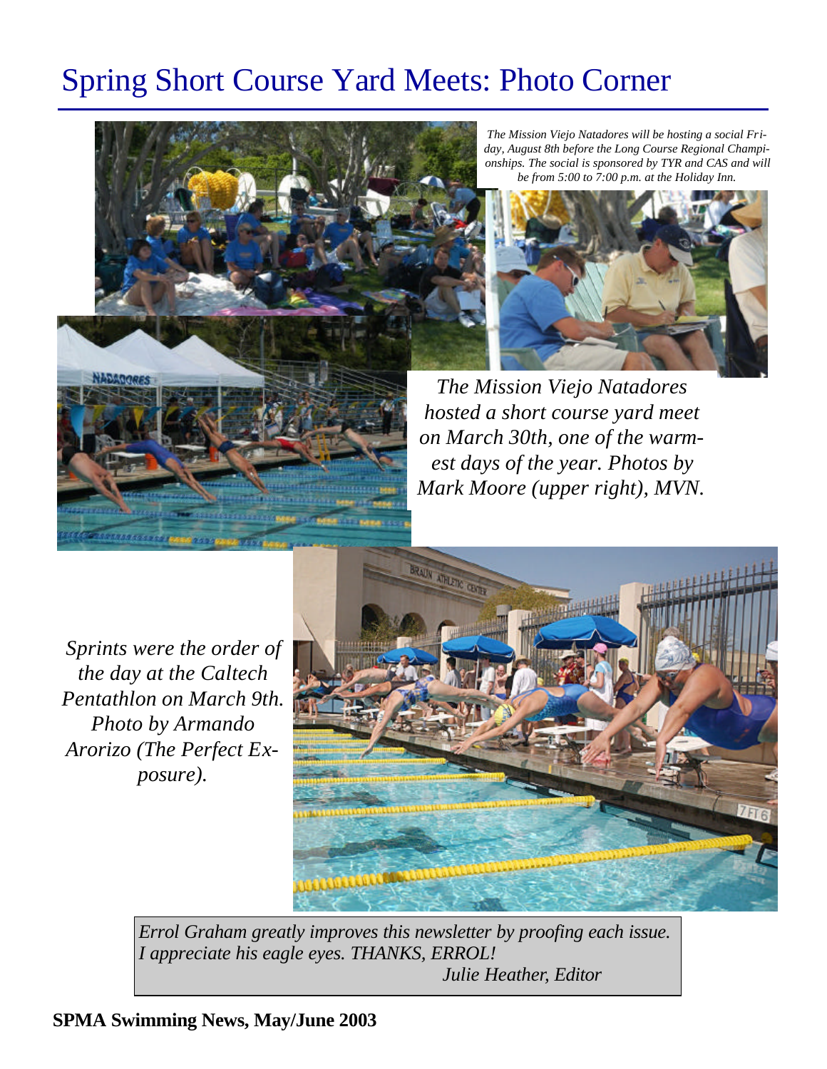# Spring Short Course Yard Meets: Photo Corner

*The Mission Viejo Natadores will be hosting a social Friday, August 8th before the Long Course Regional Championships. The social is sponsored by TYR and CAS and will be from 5:00 to 7:00 p.m. at the Holiday Inn.*

*The Mission Viejo Natadores hosted a short course yard meet on March 30th, one of the warmest days of the year. Photos by Mark Moore (upper right), MVN.*

*Sprints were the order of the day at the Caltech Pentathlon on March 9th. Photo by Armando Arorizo (The Perfect Exposure).*

*Errol Graham greatly improves this newsletter by proofing each issue. I appreciate his eagle eyes. THANKS, ERROL!*
*Julie Heather, Editor*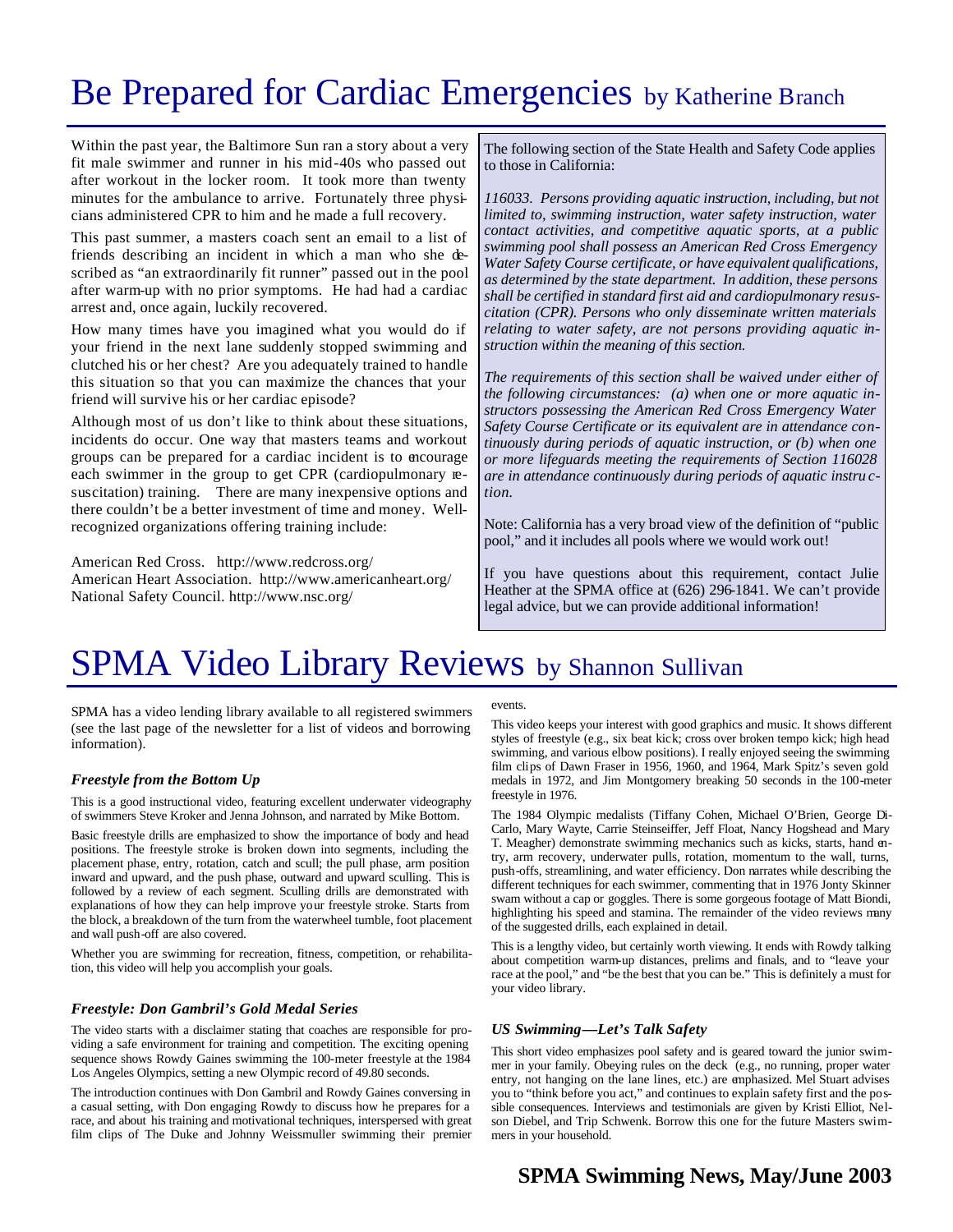# Be Prepared for Cardiac Emergencies by Katherine Branch

Within the past year, the Baltimore Sun ran a story about a very fit male swimmer and runner in his mid-40s who passed out after workout in the locker room. It took more than twenty minutes for the ambulance to arrive. Fortunately three physicians administered CPR to him and he made a full recovery.

This past summer, a masters coach sent an email to a list of friends describing an incident in which a man who she described as "an extraordinarily fit runner" passed out in the pool after warm-up with no prior symptoms. He had had a cardiac arrest and, once again, luckily recovered.

How many times have you imagined what you would do if your friend in the next lane suddenly stopped swimming and clutched his or her chest? Are you adequately trained to handle this situation so that you can maximize the chances that your friend will survive his or her cardiac episode?

Although most of us don't like to think about these situations, incidents do occur. One way that masters teams and workout groups can be prepared for a cardiac incident is to encourage each swimmer in the group to get CPR (cardiopulmonary resuscitation) training. There are many inexpensive options and there couldn't be a better investment of time and money. Well-recognized organizations offering training include:

American Red Cross. http://www.redcross.org/
American Heart Association. http://www.americanheart.org/
National Safety Council. http://www.nsc.org/

The following section of the State Health and Safety Code applies to those in California:

*116033. Persons providing aquatic instruction, including, but not limited to, swimming instruction, water safety instruction, water contact activities, and competitive aquatic sports, at a public swimming pool shall possess an American Red Cross Emergency Water Safety Course certificate, or have equivalent qualifications, as determined by the state department. In addition, these persons shall be certified in standard first aid and cardiopulmonary resuscitation (CPR). Persons who only disseminate written materials relating to water safety, are not persons providing aquatic instruction within the meaning of this section.*

*The requirements of this section shall be waived under either of the following circumstances: (a) when one or more aquatic instructors possessing the American Red Cross Emergency Water Safety Course Certificate or its equivalent are in attendance continuously during periods of aquatic instruction, or (b) when one or more lifeguards meeting the requirements of Section 116028 are in attendance continuously during periods of aquatic instruction.*

Note: California has a very broad view of the definition of "public pool," and it includes all pools where we would work out!

If you have questions about this requirement, contact Julie Heather at the SPMA office at (626) 296-1841. We can't provide legal advice, but we can provide additional information!

# SPMA Video Library Reviews by Shannon Sullivan

SPMA has a video lending library available to all registered swimmers (see the last page of the newsletter for a list of videos and borrowing information).

### *Freestyle from the Bottom Up*

This is a good instructional video, featuring excellent underwater videography of swimmers Steve Kroker and Jenna Johnson, and narrated by Mike Bottom.

Basic freestyle drills are emphasized to show the importance of body and head positions. The freestyle stroke is broken down into segments, including the placement phase, entry, rotation, catch and scull; the pull phase, arm position inward and upward, and the push phase, outward and upward sculling. This is followed by a review of each segment. Sculling drills are demonstrated with explanations of how they can help improve your freestyle stroke. Starts from the block, a breakdown of the turn from the waterwheel tumble, foot placement and wall push-off are also covered.

Whether you are swimming for recreation, fitness, competition, or rehabilitation, this video will help you accomplish your goals.

### *Freestyle: Don Gambril's Gold Medal Series*

The video starts with a disclaimer stating that coaches are responsible for providing a safe environment for training and competition. The exciting opening sequence shows Rowdy Gaines swimming the 100-meter freestyle at the 1984 Los Angeles Olympics, setting a new Olympic record of 49.80 seconds.

The introduction continues with Don Gambril and Rowdy Gaines conversing in a casual setting, with Don engaging Rowdy to discuss how he prepares for a race, and about his training and motivational techniques, interspersed with great film clips of The Duke and Johnny Weissmuller swimming their premier events.

This video keeps your interest with good graphics and music. It shows different styles of freestyle (e.g., six beat kick; cross over broken tempo kick; high head swimming, and various elbow positions). I really enjoyed seeing the swimming film clips of Dawn Fraser in 1956, 1960, and 1964, Mark Spitz's seven gold medals in 1972, and Jim Montgomery breaking 50 seconds in the 100-meter freestyle in 1976.

The 1984 Olympic medalists (Tiffany Cohen, Michael O'Brien, George DiCarlo, Mary Wayte, Carrie Steinseiffer, Jeff Float, Nancy Hogshead and Mary T. Meagher) demonstrate swimming mechanics such as kicks, starts, hand entry, arm recovery, underwater pulls, rotation, momentum to the wall, turns, push-offs, streamlining, and water efficiency. Don narrates while describing the different techniques for each swimmer, commenting that in 1976 Jonty Skinner swam without a cap or goggles. There is some gorgeous footage of Matt Biondi, highlighting his speed and stamina. The remainder of the video reviews many of the suggested drills, each explained in detail.

This is a lengthy video, but certainly worth viewing. It ends with Rowdy talking about competition warm-up distances, prelims and finals, and to "leave your race at the pool," and "be the best that you can be." This is definitely a must for your video library.

### *US Swimming—Let's Talk Safety*

This short video emphasizes pool safety and is geared toward the junior swimmer in your family. Obeying rules on the deck (e.g., no running, proper water entry, not hanging on the lane lines, etc.) are emphasized. Mel Stuart advises you to "think before you act," and continues to explain safety first and the possible consequences. Interviews and testimonials are given by Kristi Elliot, Nelson Diebel, and Trip Schwenk. Borrow this one for the future Masters swimmers in your household.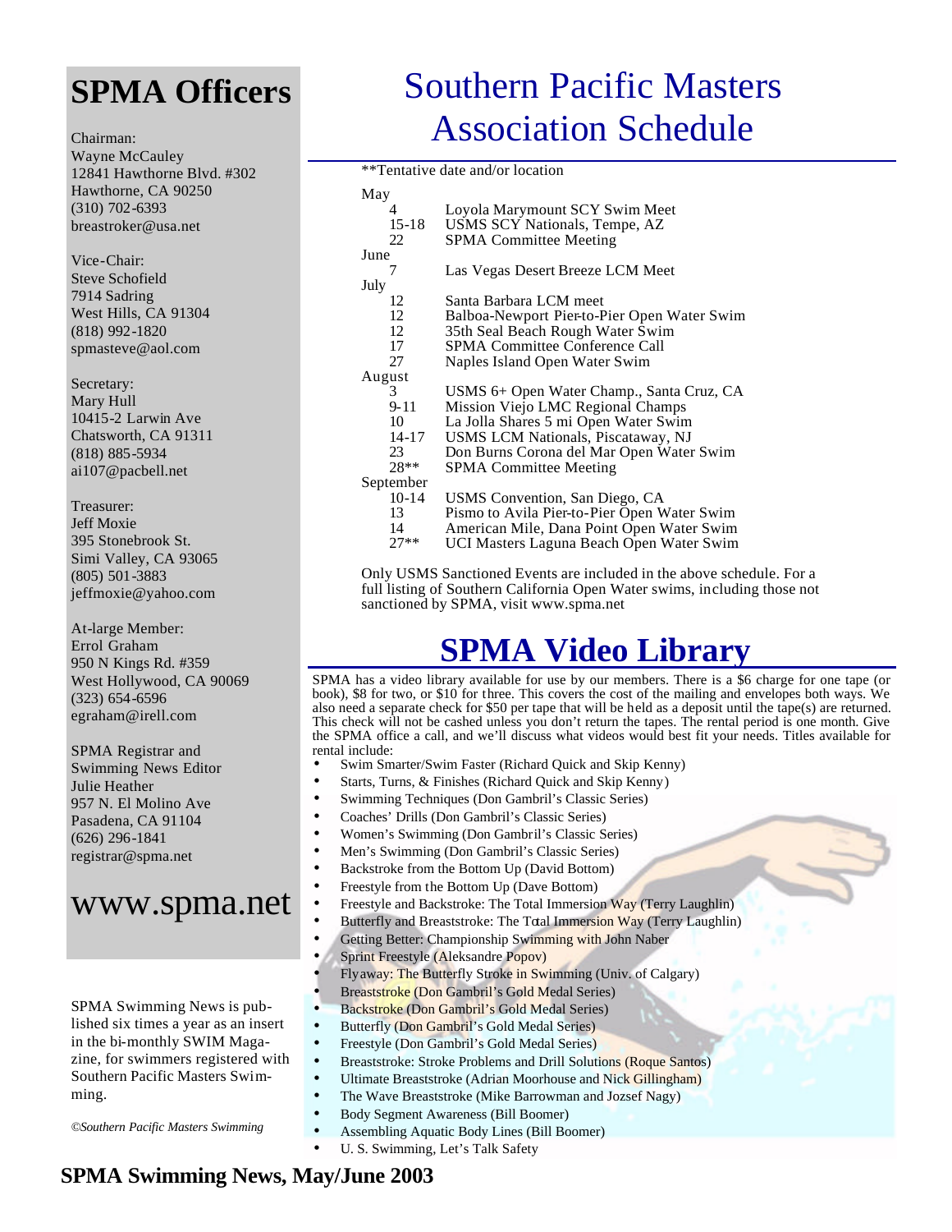# SPMA Officers

Chairman:
Wayne McCauley
12841 Hawthorne Blvd. #302
Hawthorne, CA 90250
(310) 702-6393
breastroker@usa.net

Vice-Chair:
Steve Schofield
7914 Sadring
West Hills, CA 91304
(818) 992-1820
spmasteve@aol.com

Secretary:
Mary Hull
10415-2 Larwin Ave
Chatsworth, CA 91311
(818) 885-5934
ai107@pacbell.net

Treasurer:
Jeff Moxie
395 Stonebrook St.
Simi Valley, CA 93065
(805) 501-3883
jeffmoxie@yahoo.com

At-large Member:
Errol Graham
950 N Kings Rd. #359
West Hollywood, CA 90069
(323) 654-6596
egraham@irell.com

SPMA Registrar and Swimming News Editor
Julie Heather
957 N. El Molino Ave
Pasadena, CA 91104
(626) 296-1841
registrar@spma.net

www.spma.net

SPMA Swimming News is published six times a year as an insert in the bi-monthly SWIM Magazine, for swimmers registered with Southern Pacific Masters Swimming.

*©Southern Pacific Masters Swimming*

# Southern Pacific Masters Association Schedule

**Tentative date and/or location

| | |
|---|---|
| **May** | |
| 4 | Loyola Marymount SCY Swim Meet |
| 15-18 | USMS SCY Nationals, Tempe, AZ |
| 22 | SPMA Committee Meeting |
| **June** | |
| 7 | Las Vegas Desert Breeze LCM Meet |
| **July** | |
| 12 | Santa Barbara LCM meet |
| 12 | Balboa-Newport Pier-to-Pier Open Water Swim |
| 12 | 35th Seal Beach Rough Water Swim |
| 17 | SPMA Committee Conference Call |
| 27 | Naples Island Open Water Swim |
| **August** | |
| 3 | USMS 6+ Open Water Champ., Santa Cruz, CA |
| 9-11 | Mission Viejo LMC Regional Champs |
| 10 | La Jolla Shares 5 mi Open Water Swim |
| 14-17 | USMS LCM Nationals, Piscataway, NJ |
| 23 | Don Burns Corona del Mar Open Water Swim |
| 28** | SPMA Committee Meeting |
| **September** | |
| 10-14 | USMS Convention, San Diego, CA |
| 13 | Pismo to Avila Pier-to-Pier Open Water Swim |
| 14 | American Mile, Dana Point Open Water Swim |
| 27** | UCI Masters Laguna Beach Open Water Swim |

Only USMS Sanctioned Events are included in the above schedule. For a full listing of Southern California Open Water swims, including those not sanctioned by SPMA, visit www.spma.net

# SPMA Video Library

SPMA has a video library available for use by our members. There is a $6 charge for one tape (or book), $8 for two, or $10 for three. This covers the cost of the mailing and envelopes both ways. We also need a separate check for $50 per tape that will be held as a deposit until the tape(s) are returned. This check will not be cashed unless you don't return the tapes. The rental period is one month. Give the SPMA office a call, and we'll discuss what videos would best fit your needs. Titles available for rental include:

- Swim Smarter/Swim Faster (Richard Quick and Skip Kenny)
- Starts, Turns, & Finishes (Richard Quick and Skip Kenny)
- Swimming Techniques (Don Gambril's Classic Series)
- Coaches' Drills (Don Gambril's Classic Series)
- Women's Swimming (Don Gambril's Classic Series)
- Men's Swimming (Don Gambril's Classic Series)
- Backstroke from the Bottom Up (David Bottom)
- Freestyle from the Bottom Up (Dave Bottom)
- Freestyle and Backstroke: The Total Immersion Way (Terry Laughlin)
- Butterfly and Breaststroke: The Total Immersion Way (Terry Laughlin)
- Getting Better: Championship Swimming with John Naber
- Sprint Freestyle (Aleksandre Popov)
- Flyaway: The Butterfly Stroke in Swimming (Univ. of Calgary)
- Breaststroke (Don Gambril's Gold Medal Series)
- Backstroke (Don Gambril's Gold Medal Series)
- Butterfly (Don Gambril's Gold Medal Series)
- Freestyle (Don Gambril's Gold Medal Series)
- Breaststroke: Stroke Problems and Drill Solutions (Roque Santos)
- Ultimate Breaststroke (Adrian Moorhouse and Nick Gillingham)
- The Wave Breaststroke (Mike Barrowman and Jozsef Nagy)
- Body Segment Awareness (Bill Boomer)
- Assembling Aquatic Body Lines (Bill Boomer)
- U. S. Swimming, Let's Talk Safety